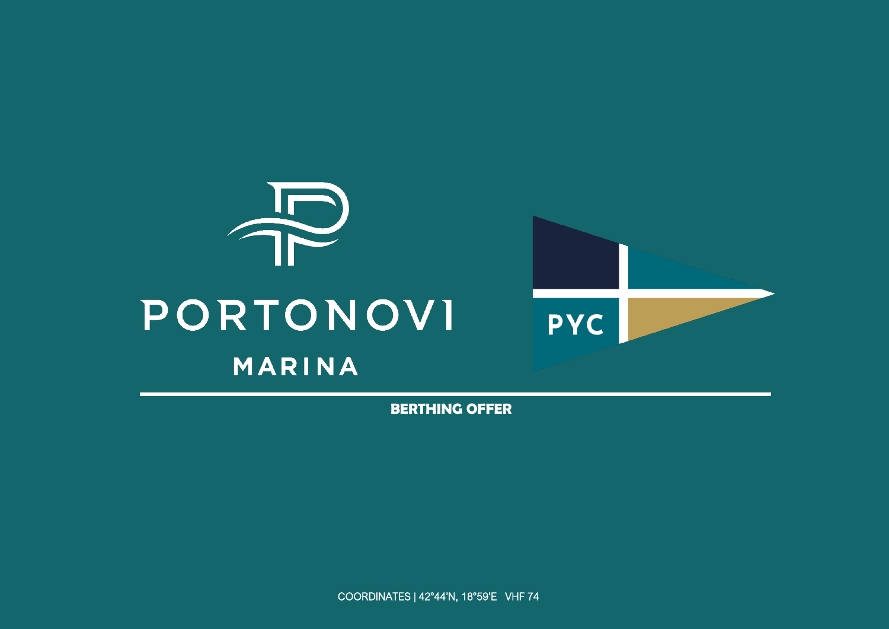# PORTONOVI

## MARINA

PYC

**BERTHING OFFER**

COORDINATES | 42°44'N, 18°59'E VHF 74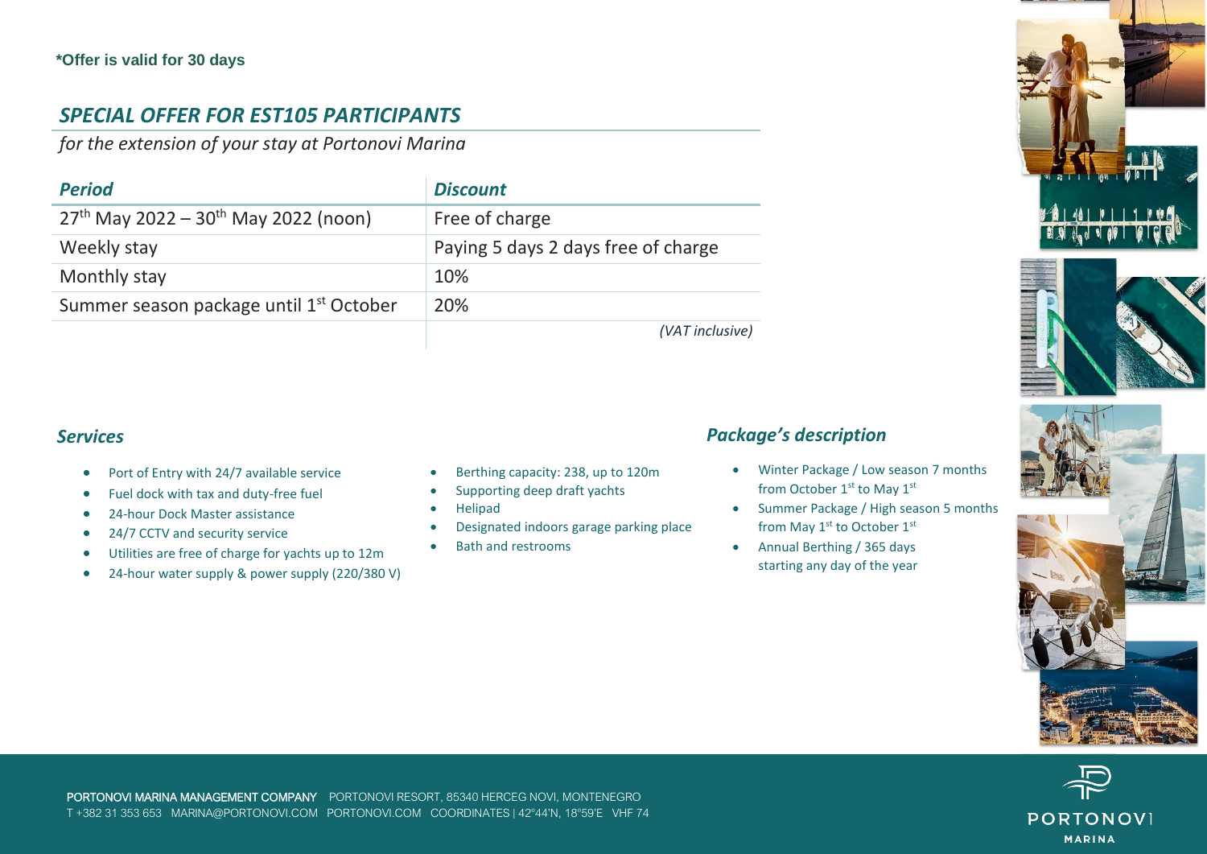**\*Offer is valid for 30 days**

## *SPECIAL OFFER FOR EST105 PARTICIPANTS*

*for the extension of your stay at Portonovi Marina*

| *Period* | *Discount* |
| --- | --- |
| 27th May 2022 – 30th May 2022 (noon) | Free of charge |
| Weekly stay | Paying 5 days 2 days free of charge |
| Monthly stay | 10% |
| Summer season package until 1st October | 20% |
| | *(VAT inclusive)* |

### *Services*

- Port of Entry with 24/7 available service
- Fuel dock with tax and duty-free fuel
- 24-hour Dock Master assistance
- 24/7 CCTV and security service
- Utilities are free of charge for yachts up to 12m
- 24-hour water supply & power supply (220/380 V)
- Berthing capacity: 238, up to 120m
- Supporting deep draft yachts
- Helipad
- Designated indoors garage parking place
- Bath and restrooms

### *Package's description*

- Winter Package / Low season 7 months from October 1st to May 1st
- Summer Package / High season 5 months from May 1st to October 1st
- Annual Berthing / 365 days starting any day of the year

PORTONOVI MARINA MANAGEMENT COMPANY PORTONOVI RESORT, 85340 HERCEG NOVI, MONTENEGRO
T +382 31 353 653 MARINA@PORTONOVI.COM PORTONOVI.COM COORDINATES | 42°44'N, 18°59'E VHF 74

PORTONOVI MARINA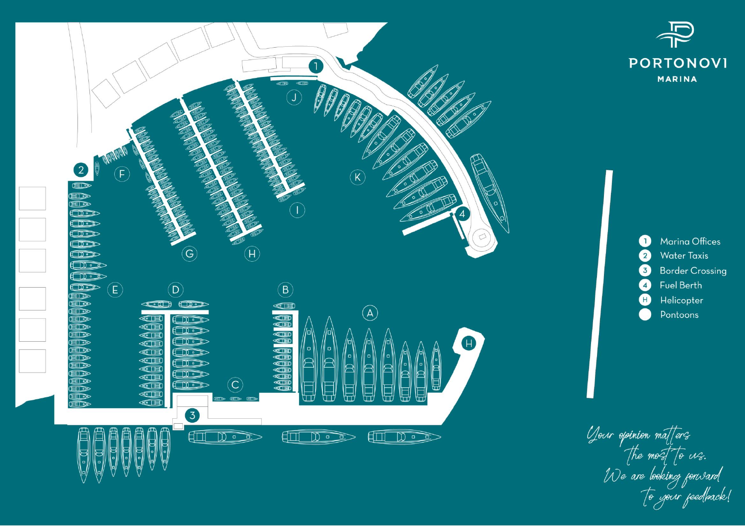# PORTONOVI

**MARINA**

1. Marina Offices
2. Water Taxis
3. Border Crossing
4. Fuel Berth

H Helicopter

Pontoons

A B C D E F G H I J K

*Your opinion matters the most to us. We are looking forward to your feedback!*